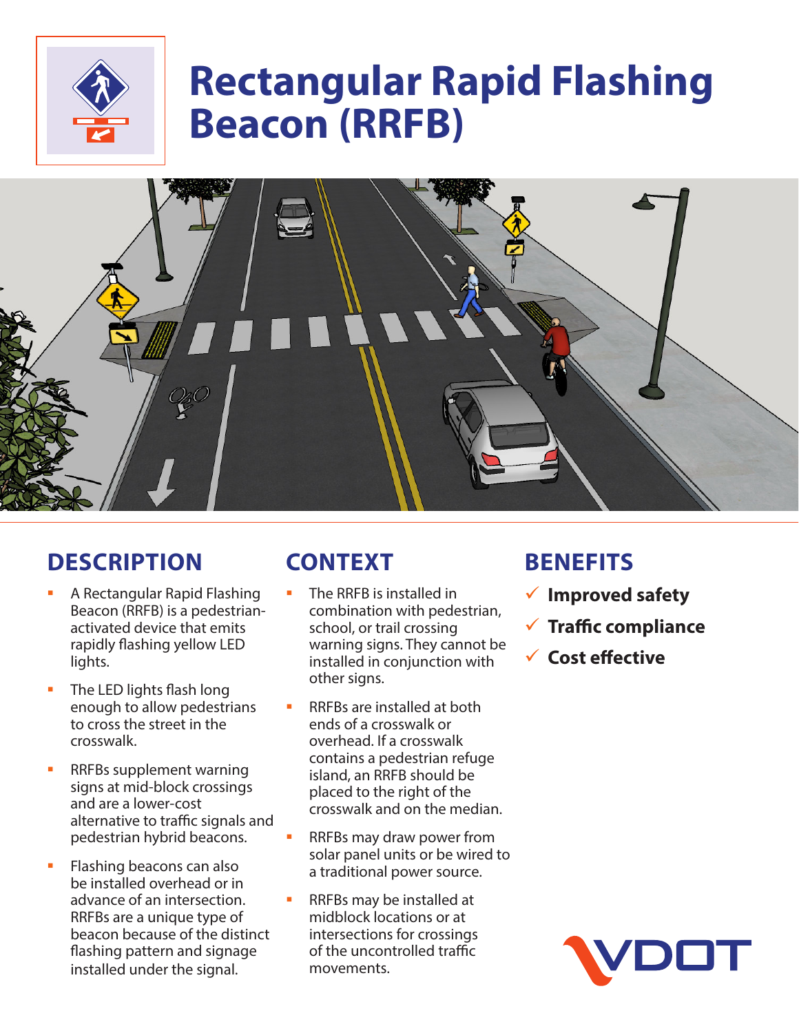# Rectangular Rapid Flashing Beacon (RRFB)

## DESCRIPTION

- A Rectangular Rapid Flashing Beacon (RRFB) is a pedestrian-activated device that emits rapidly flashing yellow LED lights.
- The LED lights flash long enough to allow pedestrians to cross the street in the crosswalk.
- RRFBs supplement warning signs at mid-block crossings and are a lower-cost alternative to traffic signals and pedestrian hybrid beacons.
- Flashing beacons can also be installed overhead or in advance of an intersection. RRFBs are a unique type of beacon because of the distinct flashing pattern and signage installed under the signal.

## CONTEXT

- The RRFB is installed in combination with pedestrian, school, or trail crossing warning signs. They cannot be installed in conjunction with other signs.
- RRFBs are installed at both ends of a crosswalk or overhead. If a crosswalk contains a pedestrian refuge island, an RRFB should be placed to the right of the crosswalk and on the median.
- RRFBs may draw power from solar panel units or be wired to a traditional power source.
- RRFBs may be installed at midblock locations or at intersections for crossings of the uncontrolled traffic movements.

## BENEFITS

- ✓ **Improved safety**
- ✓ **Traffic compliance**
- ✓ **Cost effective**

VDOT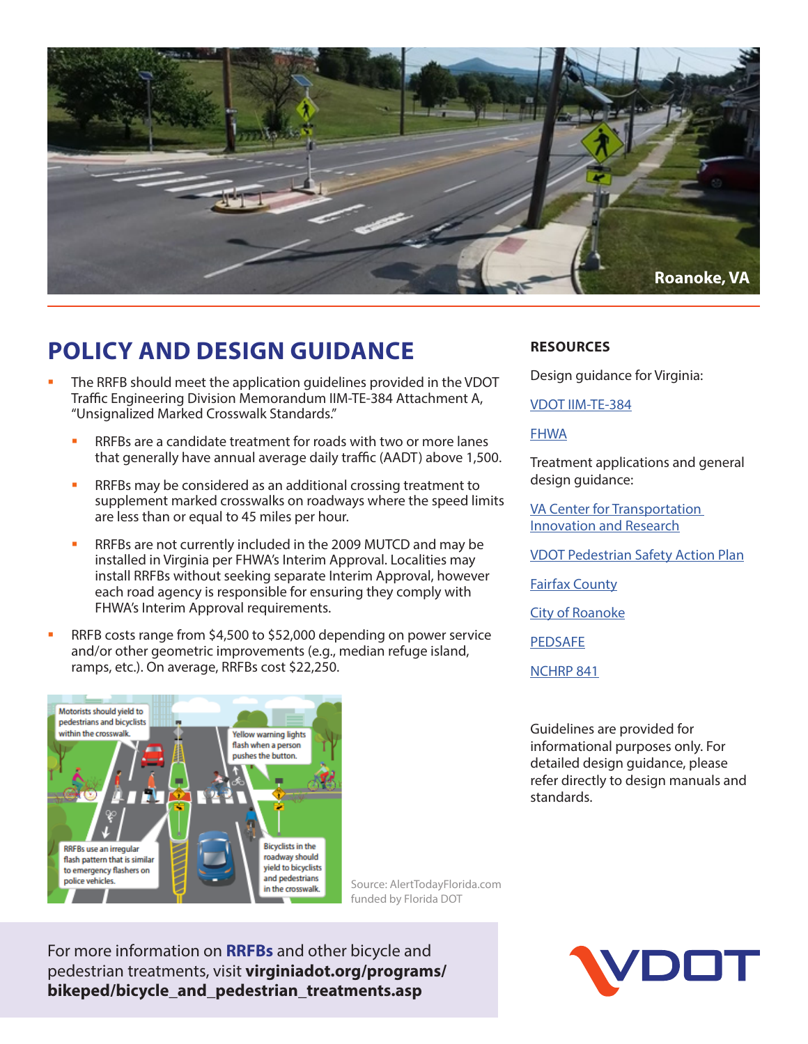Roanoke, VA

## POLICY AND DESIGN GUIDANCE

- The RRFB should meet the application guidelines provided in the VDOT Traffic Engineering Division Memorandum IIM-TE-384 Attachment A, "Unsignalized Marked Crosswalk Standards."
  - RRFBs are a candidate treatment for roads with two or more lanes that generally have annual average daily traffic (AADT) above 1,500.
  - RRFBs may be considered as an additional crossing treatment to supplement marked crosswalks on roadways where the speed limits are less than or equal to 45 miles per hour.
  - RRFBs are not currently included in the 2009 MUTCD and may be installed in Virginia per FHWA's Interim Approval. Localities may install RRFBs without seeking separate Interim Approval, however each road agency is responsible for ensuring they comply with FHWA's Interim Approval requirements.
- RRFB costs range from $4,500 to $52,000 depending on power service and/or other geometric improvements (e.g., median refuge island, ramps, etc.). On average, RRFBs cost $22,250.

Motorists should yield to pedestrians and bicyclists within the crosswalk.

Yellow warning lights flash when a person pushes the button.

RRFBs use an irregular flash pattern that is similar to emergency flashers on police vehicles.

Bicyclists in the roadway should yield to bicyclists and pedestrians in the crosswalk.

Source: AlertTodayFlorida.com funded by Florida DOT

### RESOURCES

Design guidance for Virginia:

VDOT IIM-TE-384

FHWA

Treatment applications and general design guidance:

VA Center for Transportation Innovation and Research

VDOT Pedestrian Safety Action Plan

Fairfax County

City of Roanoke

PEDSAFE

NCHRP 841

Guidelines are provided for informational purposes only. For detailed design guidance, please refer directly to design manuals and standards.

For more information on **RRFBs** and other bicycle and pedestrian treatments, visit **virginiadot.org/programs/bikeped/bicycle_and_pedestrian_treatments.asp**

VDOT